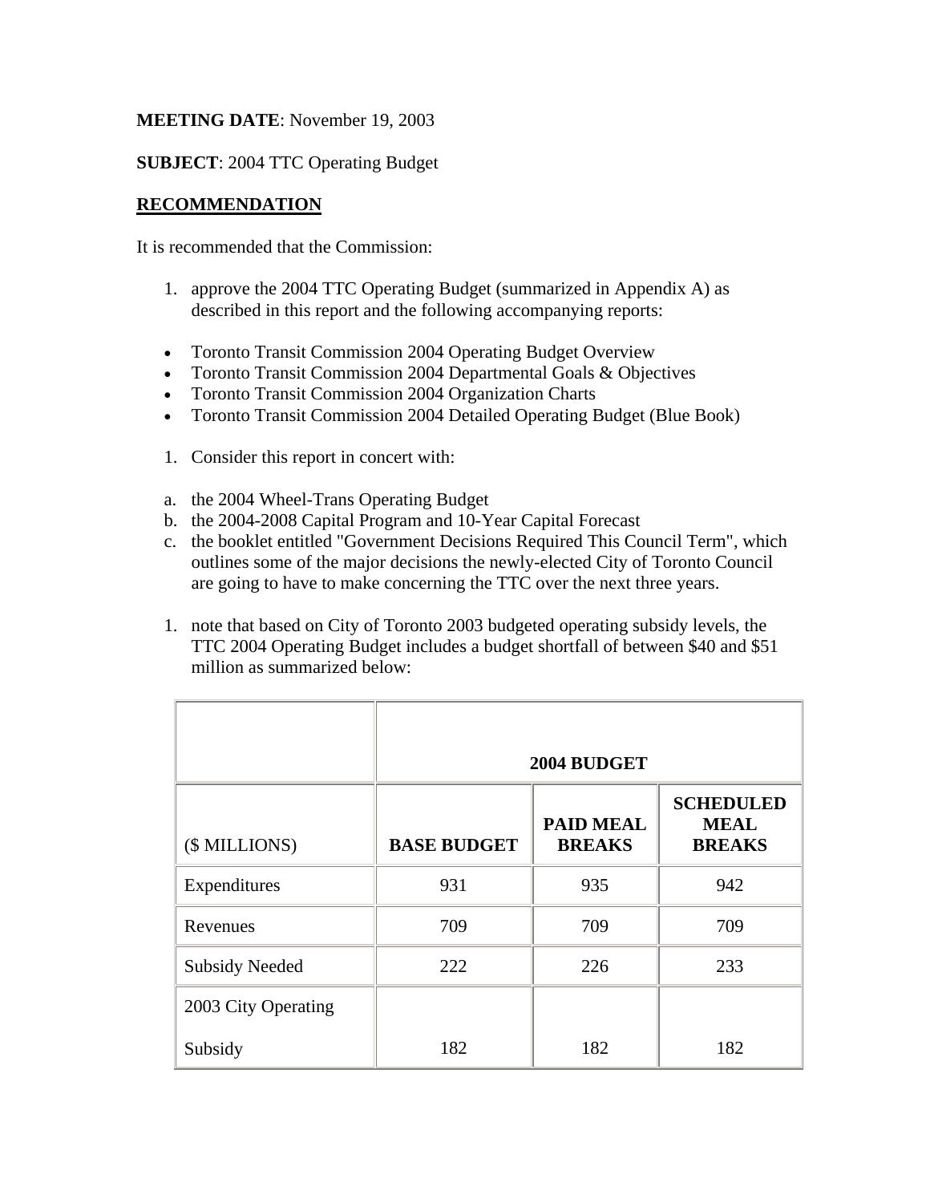**MEETING DATE**: November 19, 2003

**SUBJECT**: 2004 TTC Operating Budget

**RECOMMENDATION**

It is recommended that the Commission:

1. approve the 2004 TTC Operating Budget (summarized in Appendix A) as described in this report and the following accompanying reports:

- Toronto Transit Commission 2004 Operating Budget Overview
- Toronto Transit Commission 2004 Departmental Goals & Objectives
- Toronto Transit Commission 2004 Organization Charts
- Toronto Transit Commission 2004 Detailed Operating Budget (Blue Book)

1. Consider this report in concert with:

a. the 2004 Wheel-Trans Operating Budget
b. the 2004-2008 Capital Program and 10-Year Capital Forecast
c. the booklet entitled "Government Decisions Required This Council Term", which outlines some of the major decisions the newly-elected City of Toronto Council are going to have to make concerning the TTC over the next three years.

1. note that based on City of Toronto 2003 budgeted operating subsidy levels, the TTC 2004 Operating Budget includes a budget shortfall of between $40 and $51 million as summarized below:

| | **2004 BUDGET** | | |
|---|---|---|---|
| ($ MILLIONS) | **BASE BUDGET** | **PAID MEAL BREAKS** | **SCHEDULED MEAL BREAKS** |
| Expenditures | 931 | 935 | 942 |
| Revenues | 709 | 709 | 709 |
| Subsidy Needed | 222 | 226 | 233 |
| 2003 City Operating Subsidy | 182 | 182 | 182 |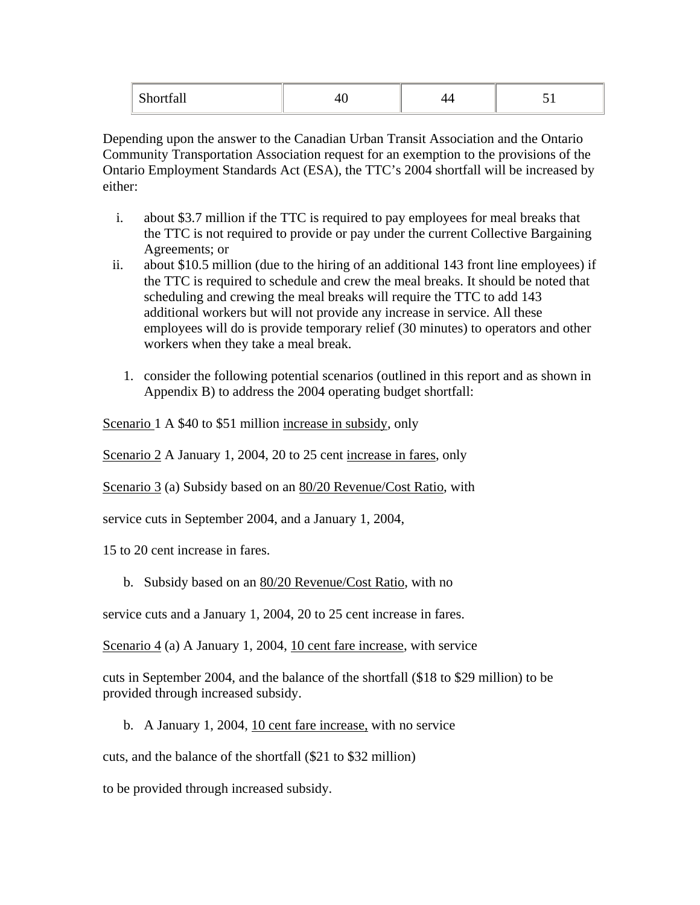| Shortfall | 40 | 44 | 51 |
| --- | --- | --- | --- |

Depending upon the answer to the Canadian Urban Transit Association and the Ontario Community Transportation Association request for an exemption to the provisions of the Ontario Employment Standards Act (ESA), the TTC's 2004 shortfall will be increased by either:

i. about $3.7 million if the TTC is required to pay employees for meal breaks that the TTC is not required to provide or pay under the current Collective Bargaining Agreements; or
ii. about $10.5 million (due to the hiring of an additional 143 front line employees) if the TTC is required to schedule and crew the meal breaks. It should be noted that scheduling and crewing the meal breaks will require the TTC to add 143 additional workers but will not provide any increase in service. All these employees will do is provide temporary relief (30 minutes) to operators and other workers when they take a meal break.

1. consider the following potential scenarios (outlined in this report and as shown in Appendix B) to address the 2004 operating budget shortfall:

Scenario 1 A $40 to $51 million increase in subsidy, only

Scenario 2 A January 1, 2004, 20 to 25 cent increase in fares, only

Scenario 3 (a) Subsidy based on an 80/20 Revenue/Cost Ratio, with

service cuts in September 2004, and a January 1, 2004,

15 to 20 cent increase in fares.

b. Subsidy based on an 80/20 Revenue/Cost Ratio, with no

service cuts and a January 1, 2004, 20 to 25 cent increase in fares.

Scenario 4 (a) A January 1, 2004, 10 cent fare increase, with service

cuts in September 2004, and the balance of the shortfall ($18 to $29 million) to be provided through increased subsidy.

b. A January 1, 2004, 10 cent fare increase, with no service

cuts, and the balance of the shortfall ($21 to $32 million)

to be provided through increased subsidy.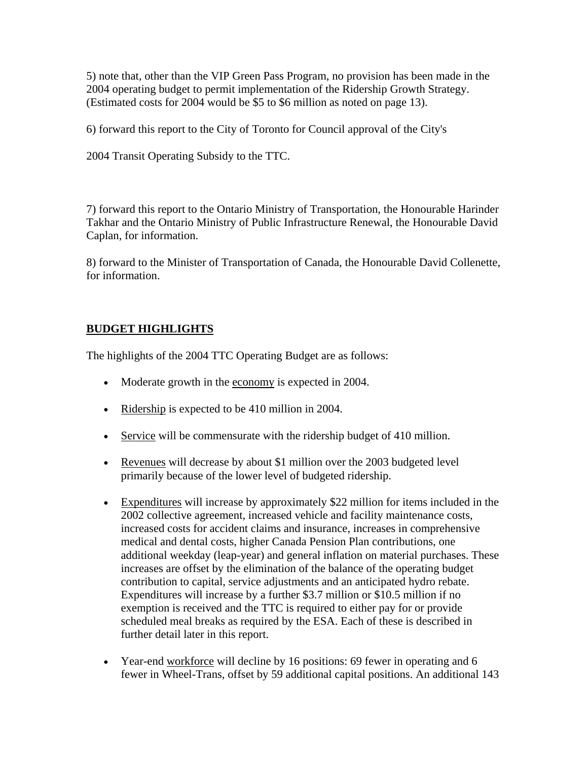5) note that, other than the VIP Green Pass Program, no provision has been made in the 2004 operating budget to permit implementation of the Ridership Growth Strategy. (Estimated costs for 2004 would be $5 to $6 million as noted on page 13).

6) forward this report to the City of Toronto for Council approval of the City's

2004 Transit Operating Subsidy to the TTC.

7) forward this report to the Ontario Ministry of Transportation, the Honourable Harinder Takhar and the Ontario Ministry of Public Infrastructure Renewal, the Honourable David Caplan, for information.

8) forward to the Minister of Transportation of Canada, the Honourable David Collenette, for information.

## BUDGET HIGHLIGHTS

The highlights of the 2004 TTC Operating Budget are as follows:

- Moderate growth in the economy is expected in 2004.
- Ridership is expected to be 410 million in 2004.
- Service will be commensurate with the ridership budget of 410 million.
- Revenues will decrease by about $1 million over the 2003 budgeted level primarily because of the lower level of budgeted ridership.
- Expenditures will increase by approximately $22 million for items included in the 2002 collective agreement, increased vehicle and facility maintenance costs, increased costs for accident claims and insurance, increases in comprehensive medical and dental costs, higher Canada Pension Plan contributions, one additional weekday (leap-year) and general inflation on material purchases. These increases are offset by the elimination of the balance of the operating budget contribution to capital, service adjustments and an anticipated hydro rebate. Expenditures will increase by a further $3.7 million or $10.5 million if no exemption is received and the TTC is required to either pay for or provide scheduled meal breaks as required by the ESA. Each of these is described in further detail later in this report.
- Year-end workforce will decline by 16 positions: 69 fewer in operating and 6 fewer in Wheel-Trans, offset by 59 additional capital positions. An additional 143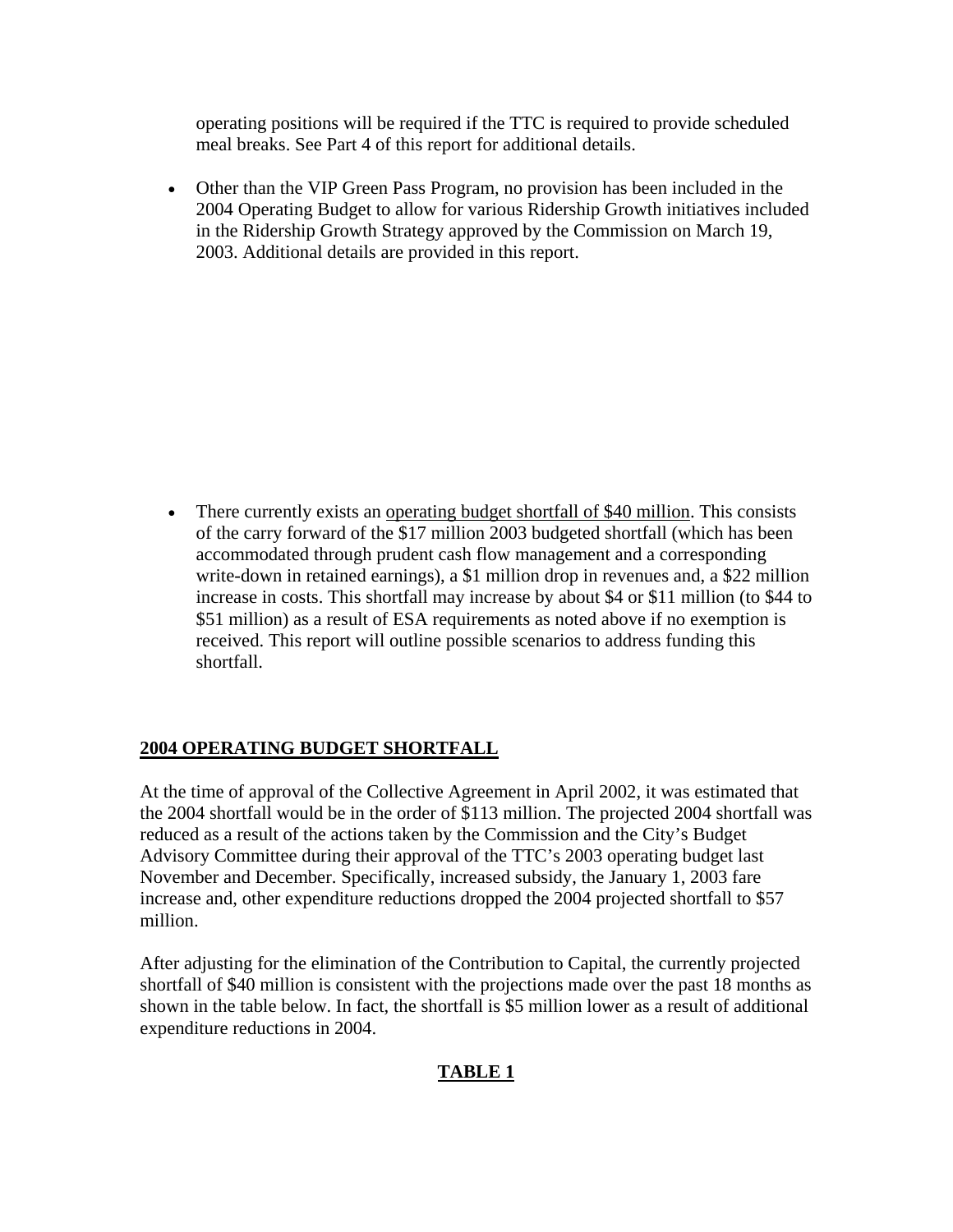operating positions will be required if the TTC is required to provide scheduled meal breaks. See Part 4 of this report for additional details.

- Other than the VIP Green Pass Program, no provision has been included in the 2004 Operating Budget to allow for various Ridership Growth initiatives included in the Ridership Growth Strategy approved by the Commission on March 19, 2003. Additional details are provided in this report.

- There currently exists an <u>operating budget shortfall of $40 million</u>. This consists of the carry forward of the $17 million 2003 budgeted shortfall (which has been accommodated through prudent cash flow management and a corresponding write-down in retained earnings), a $1 million drop in revenues and, a $22 million increase in costs. This shortfall may increase by about $4 or $11 million (to $44 to $51 million) as a result of ESA requirements as noted above if no exemption is received. This report will outline possible scenarios to address funding this shortfall.

## 2004 OPERATING BUDGET SHORTFALL

At the time of approval of the Collective Agreement in April 2002, it was estimated that the 2004 shortfall would be in the order of $113 million. The projected 2004 shortfall was reduced as a result of the actions taken by the Commission and the City's Budget Advisory Committee during their approval of the TTC's 2003 operating budget last November and December. Specifically, increased subsidy, the January 1, 2003 fare increase and, other expenditure reductions dropped the 2004 projected shortfall to $57 million.

After adjusting for the elimination of the Contribution to Capital, the currently projected shortfall of $40 million is consistent with the projections made over the past 18 months as shown in the table below. In fact, the shortfall is $5 million lower as a result of additional expenditure reductions in 2004.

**TABLE 1**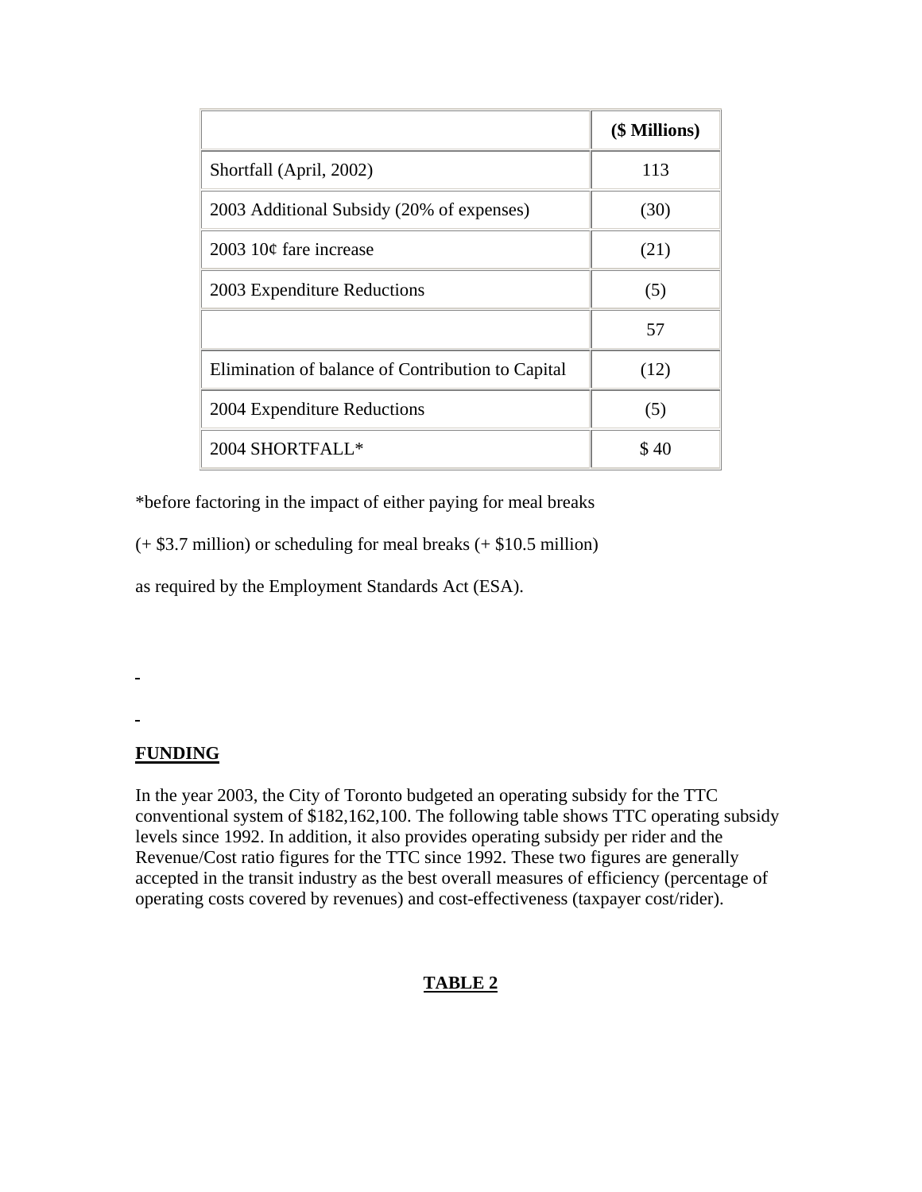| | ($ Millions) |
|---|---|
| Shortfall (April, 2002) | 113 |
| 2003 Additional Subsidy (20% of expenses) | (30) |
| 2003 10¢ fare increase | (21) |
| 2003 Expenditure Reductions | (5) |
| | 57 |
| Elimination of balance of Contribution to Capital | (12) |
| 2004 Expenditure Reductions | (5) |
| 2004 SHORTFALL* | $ 40 |

*before factoring in the impact of either paying for meal breaks

(+ $3.7 million) or scheduling for meal breaks (+ $10.5 million)

as required by the Employment Standards Act (ESA).

**FUNDING**

In the year 2003, the City of Toronto budgeted an operating subsidy for the TTC conventional system of $182,162,100. The following table shows TTC operating subsidy levels since 1992. In addition, it also provides operating subsidy per rider and the Revenue/Cost ratio figures for the TTC since 1992. These two figures are generally accepted in the transit industry as the best overall measures of efficiency (percentage of operating costs covered by revenues) and cost-effectiveness (taxpayer cost/rider).

**TABLE 2**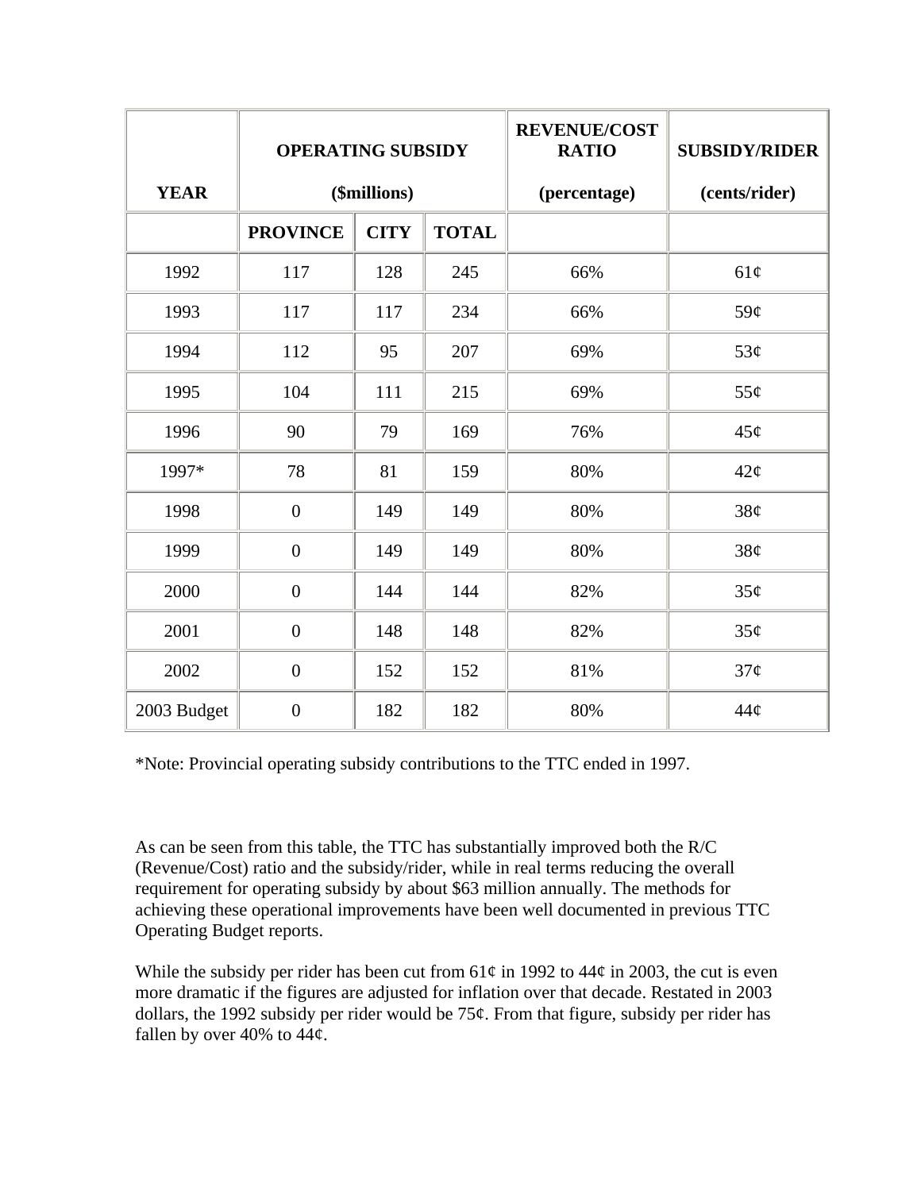| YEAR | OPERATING SUBSIDY ($millions) | | | REVENUE/COST RATIO (percentage) | SUBSIDY/RIDER (cents/rider) |
|---|---|---|---|---|---|
| | PROVINCE | CITY | TOTAL | | |
| 1992 | 117 | 128 | 245 | 66% | 61¢ |
| 1993 | 117 | 117 | 234 | 66% | 59¢ |
| 1994 | 112 | 95 | 207 | 69% | 53¢ |
| 1995 | 104 | 111 | 215 | 69% | 55¢ |
| 1996 | 90 | 79 | 169 | 76% | 45¢ |
| 1997* | 78 | 81 | 159 | 80% | 42¢ |
| 1998 | 0 | 149 | 149 | 80% | 38¢ |
| 1999 | 0 | 149 | 149 | 80% | 38¢ |
| 2000 | 0 | 144 | 144 | 82% | 35¢ |
| 2001 | 0 | 148 | 148 | 82% | 35¢ |
| 2002 | 0 | 152 | 152 | 81% | 37¢ |
| 2003 Budget | 0 | 182 | 182 | 80% | 44¢ |

*Note: Provincial operating subsidy contributions to the TTC ended in 1997.

As can be seen from this table, the TTC has substantially improved both the R/C (Revenue/Cost) ratio and the subsidy/rider, while in real terms reducing the overall requirement for operating subsidy by about $63 million annually. The methods for achieving these operational improvements have been well documented in previous TTC Operating Budget reports.

While the subsidy per rider has been cut from 61¢ in 1992 to 44¢ in 2003, the cut is even more dramatic if the figures are adjusted for inflation over that decade. Restated in 2003 dollars, the 1992 subsidy per rider would be 75¢. From that figure, subsidy per rider has fallen by over 40% to 44¢.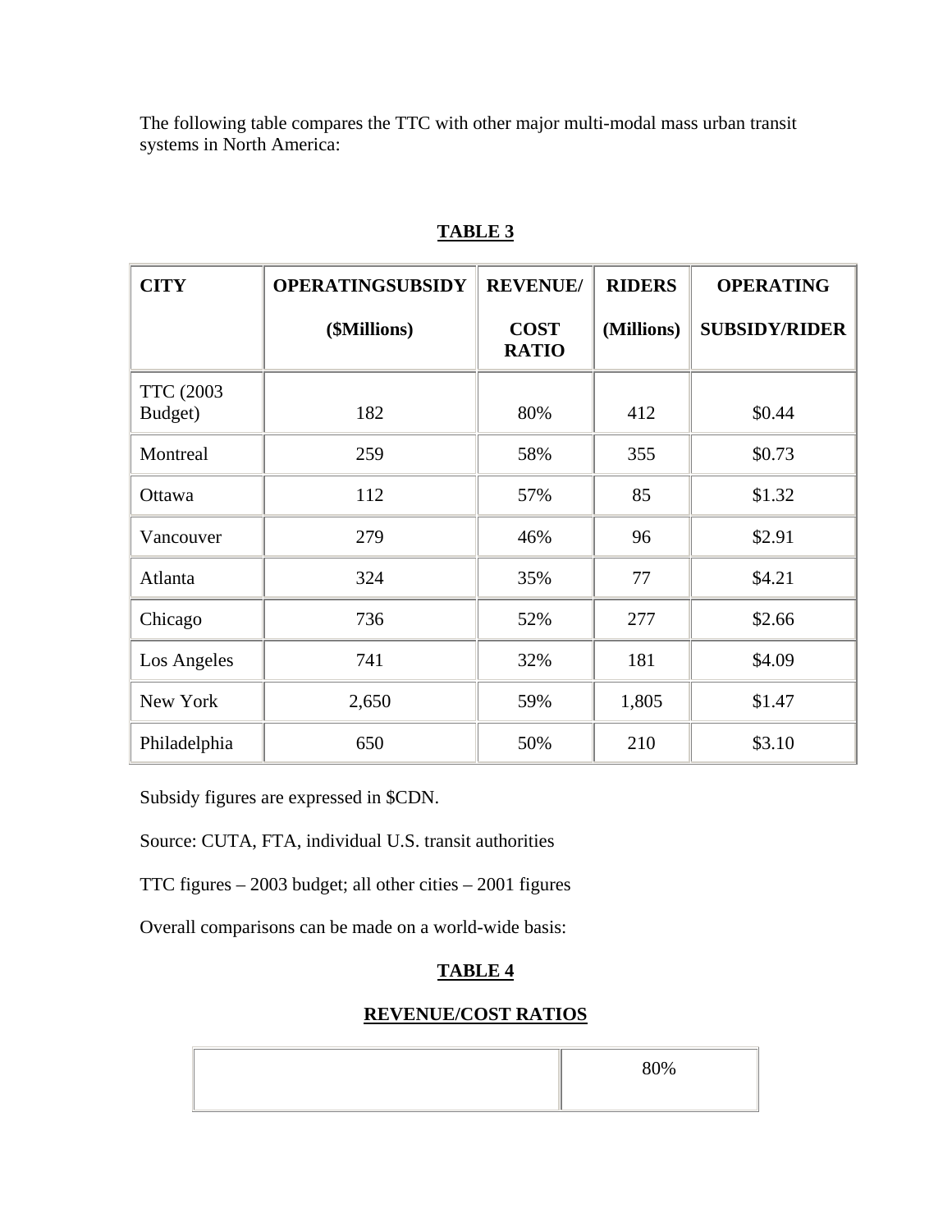The following table compares the TTC with other major multi-modal mass urban transit systems in North America:

**TABLE 3**

| CITY | OPERATINGSUBSIDY ($Millions) | REVENUE/ COST RATIO | RIDERS (Millions) | OPERATING SUBSIDY/RIDER |
|---|---|---|---|---|
| TTC (2003 Budget) | 182 | 80% | 412 | $0.44 |
| Montreal | 259 | 58% | 355 | $0.73 |
| Ottawa | 112 | 57% | 85 | $1.32 |
| Vancouver | 279 | 46% | 96 | $2.91 |
| Atlanta | 324 | 35% | 77 | $4.21 |
| Chicago | 736 | 52% | 277 | $2.66 |
| Los Angeles | 741 | 32% | 181 | $4.09 |
| New York | 2,650 | 59% | 1,805 | $1.47 |
| Philadelphia | 650 | 50% | 210 | $3.10 |

Subsidy figures are expressed in $CDN.

Source: CUTA, FTA, individual U.S. transit authorities

TTC figures – 2003 budget; all other cities – 2001 figures

Overall comparisons can be made on a world-wide basis:

**TABLE 4**

**REVENUE/COST RATIOS**

| | 80% |
|---|---|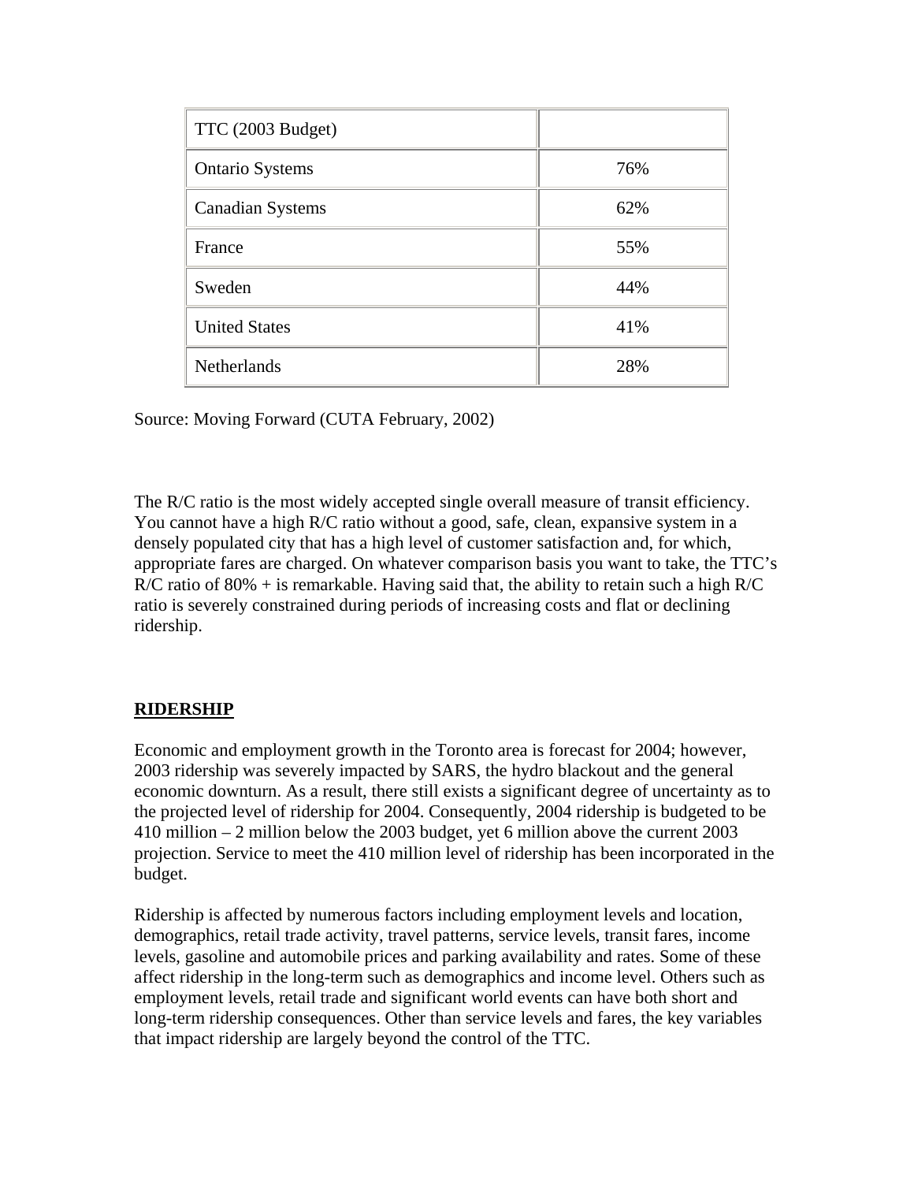| TTC (2003 Budget) | |
| --- | --- |
| Ontario Systems | 76% |
| Canadian Systems | 62% |
| France | 55% |
| Sweden | 44% |
| United States | 41% |
| Netherlands | 28% |

Source: Moving Forward (CUTA February, 2002)

The R/C ratio is the most widely accepted single overall measure of transit efficiency. You cannot have a high R/C ratio without a good, safe, clean, expansive system in a densely populated city that has a high level of customer satisfaction and, for which, appropriate fares are charged. On whatever comparison basis you want to take, the TTC's R/C ratio of 80% + is remarkable. Having said that, the ability to retain such a high R/C ratio is severely constrained during periods of increasing costs and flat or declining ridership.

## RIDERSHIP

Economic and employment growth in the Toronto area is forecast for 2004; however, 2003 ridership was severely impacted by SARS, the hydro blackout and the general economic downturn. As a result, there still exists a significant degree of uncertainty as to the projected level of ridership for 2004. Consequently, 2004 ridership is budgeted to be 410 million – 2 million below the 2003 budget, yet 6 million above the current 2003 projection. Service to meet the 410 million level of ridership has been incorporated in the budget.

Ridership is affected by numerous factors including employment levels and location, demographics, retail trade activity, travel patterns, service levels, transit fares, income levels, gasoline and automobile prices and parking availability and rates. Some of these affect ridership in the long-term such as demographics and income level. Others such as employment levels, retail trade and significant world events can have both short and long-term ridership consequences. Other than service levels and fares, the key variables that impact ridership are largely beyond the control of the TTC.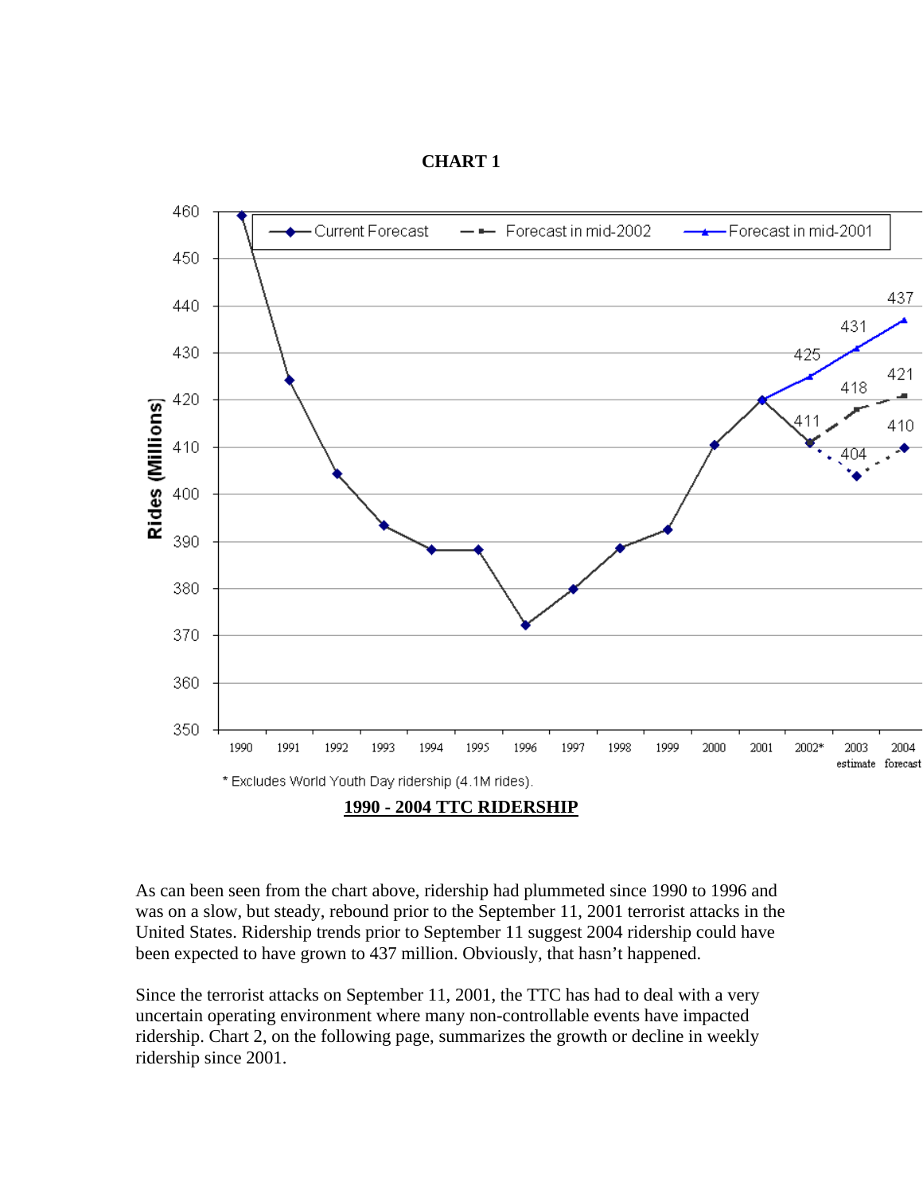**CHART 1**

* Excludes World Youth Day ridership (4.1M rides).

**1990 - 2004 TTC RIDERSHIP**

As can been seen from the chart above, ridership had plummeted since 1990 to 1996 and was on a slow, but steady, rebound prior to the September 11, 2001 terrorist attacks in the United States. Ridership trends prior to September 11 suggest 2004 ridership could have been expected to have grown to 437 million. Obviously, that hasn't happened.

Since the terrorist attacks on September 11, 2001, the TTC has had to deal with a very uncertain operating environment where many non-controllable events have impacted ridership. Chart 2, on the following page, summarizes the growth or decline in weekly ridership since 2001.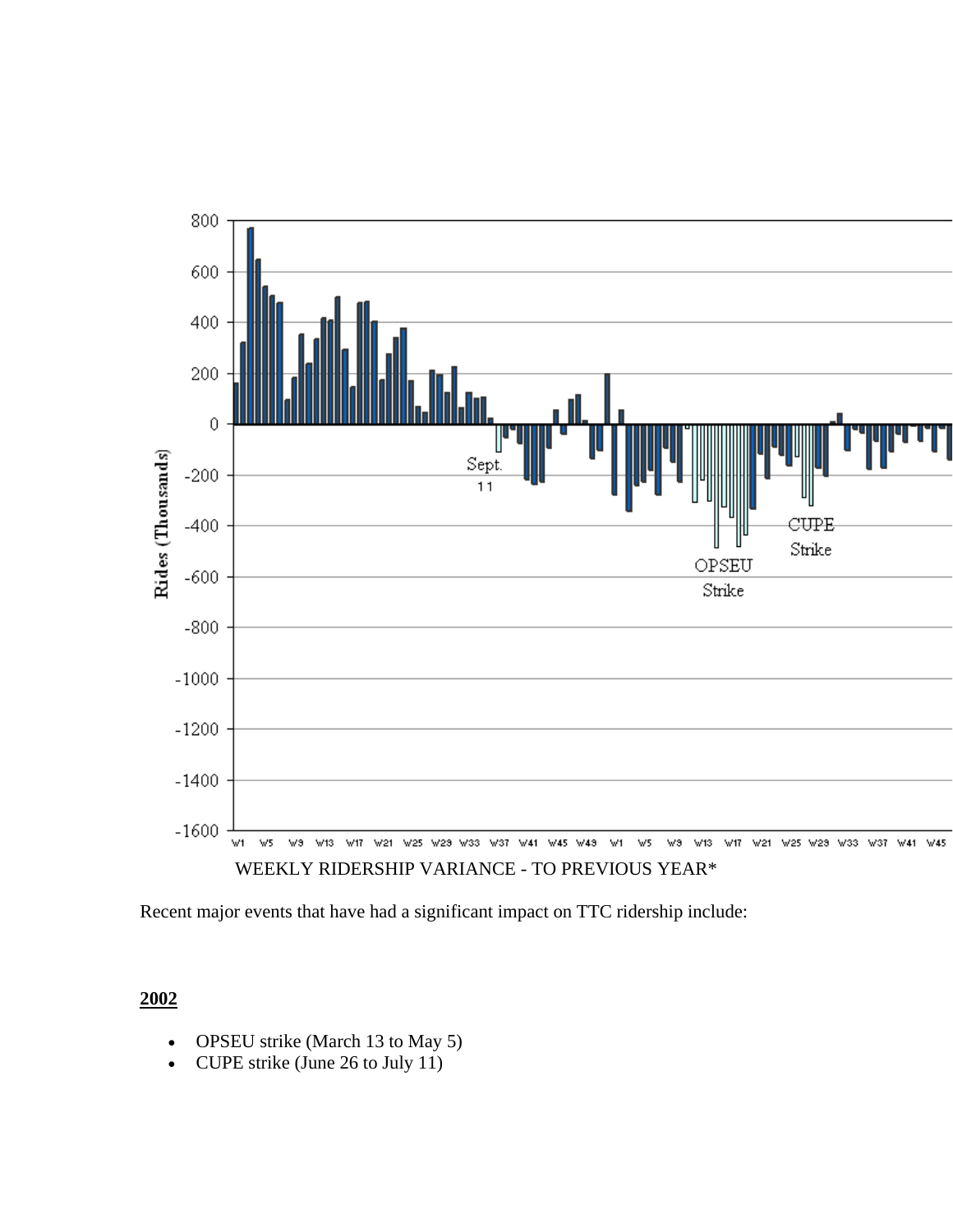WEEKLY RIDERSHIP VARIANCE - TO PREVIOUS YEAR*

Recent major events that have had a significant impact on TTC ridership include:

**2002**

- OPSEU strike (March 13 to May 5)
- CUPE strike (June 26 to July 11)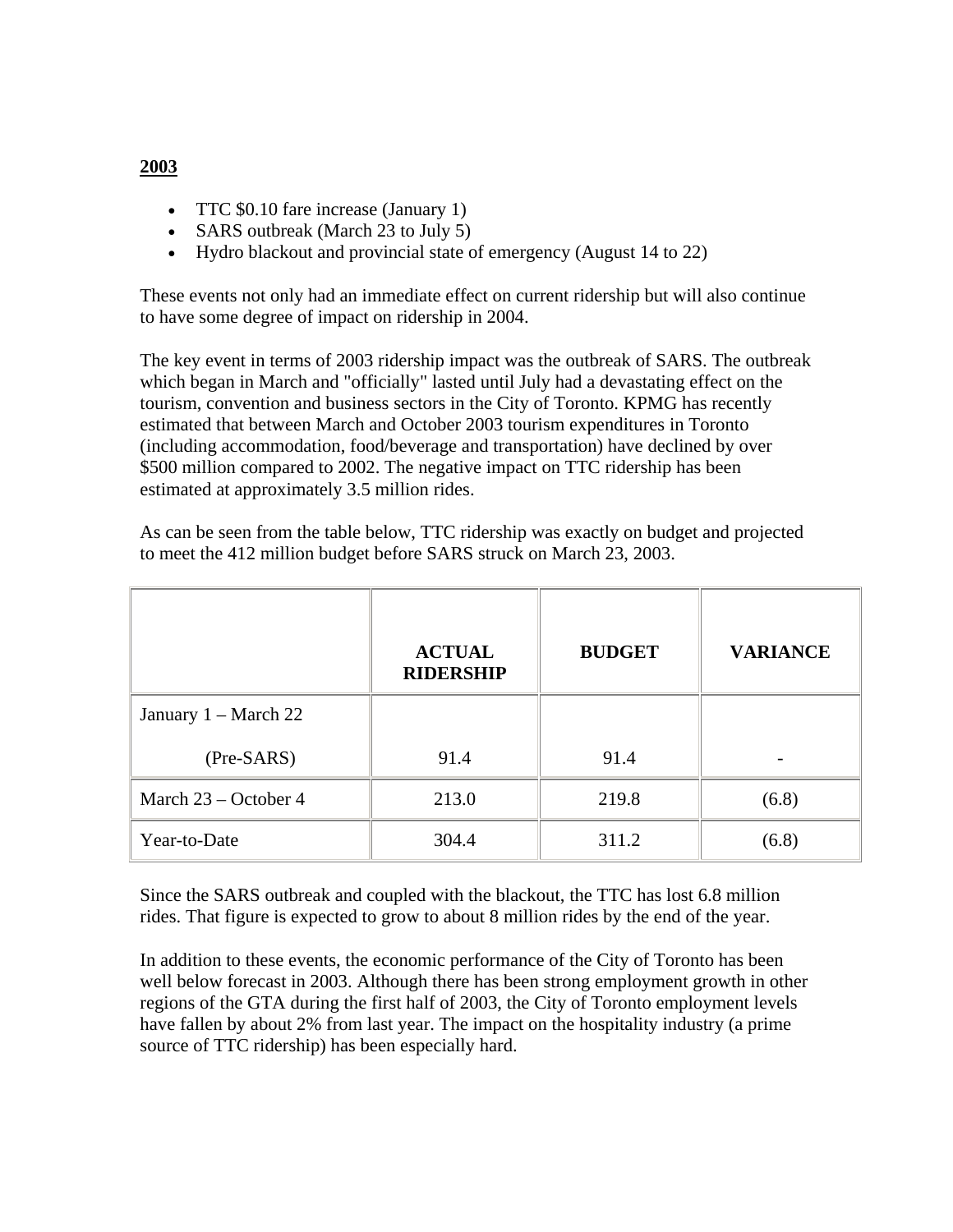**2003**

- TTC $0.10 fare increase (January 1)
- SARS outbreak (March 23 to July 5)
- Hydro blackout and provincial state of emergency (August 14 to 22)

These events not only had an immediate effect on current ridership but will also continue to have some degree of impact on ridership in 2004.

The key event in terms of 2003 ridership impact was the outbreak of SARS. The outbreak which began in March and "officially" lasted until July had a devastating effect on the tourism, convention and business sectors in the City of Toronto. KPMG has recently estimated that between March and October 2003 tourism expenditures in Toronto (including accommodation, food/beverage and transportation) have declined by over $500 million compared to 2002. The negative impact on TTC ridership has been estimated at approximately 3.5 million rides.

As can be seen from the table below, TTC ridership was exactly on budget and projected to meet the 412 million budget before SARS struck on March 23, 2003.

| | **ACTUAL RIDERSHIP** | **BUDGET** | **VARIANCE** |
|---|---|---|---|
| January 1 – March 22 (Pre-SARS) | 91.4 | 91.4 | - |
| March 23 – October 4 | 213.0 | 219.8 | (6.8) |
| Year-to-Date | 304.4 | 311.2 | (6.8) |

Since the SARS outbreak and coupled with the blackout, the TTC has lost 6.8 million rides. That figure is expected to grow to about 8 million rides by the end of the year.

In addition to these events, the economic performance of the City of Toronto has been well below forecast in 2003. Although there has been strong employment growth in other regions of the GTA during the first half of 2003, the City of Toronto employment levels have fallen by about 2% from last year. The impact on the hospitality industry (a prime source of TTC ridership) has been especially hard.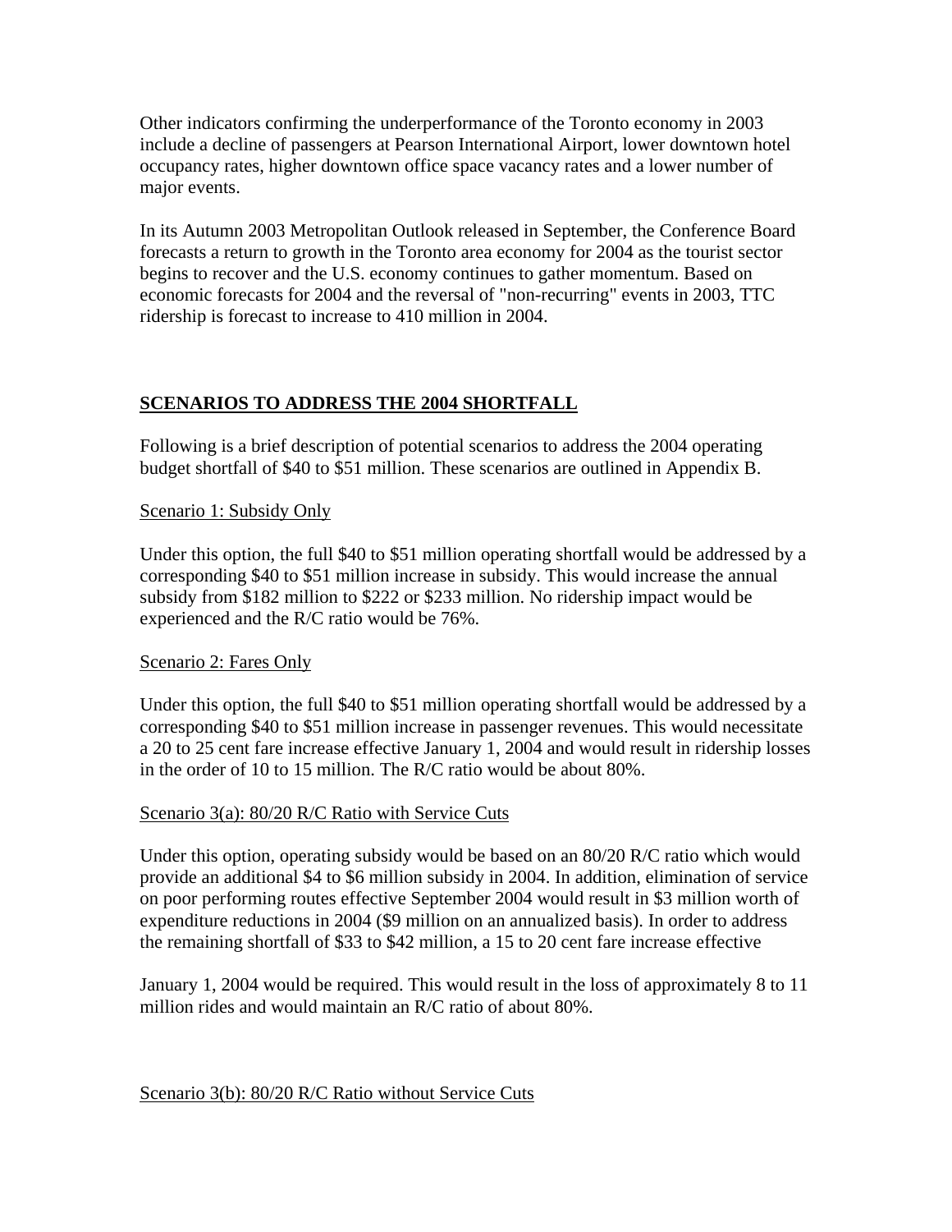Other indicators confirming the underperformance of the Toronto economy in 2003 include a decline of passengers at Pearson International Airport, lower downtown hotel occupancy rates, higher downtown office space vacancy rates and a lower number of major events.

In its Autumn 2003 Metropolitan Outlook released in September, the Conference Board forecasts a return to growth in the Toronto area economy for 2004 as the tourist sector begins to recover and the U.S. economy continues to gather momentum. Based on economic forecasts for 2004 and the reversal of "non-recurring" events in 2003, TTC ridership is forecast to increase to 410 million in 2004.

## SCENARIOS TO ADDRESS THE 2004 SHORTFALL

Following is a brief description of potential scenarios to address the 2004 operating budget shortfall of $40 to $51 million. These scenarios are outlined in Appendix B.

### Scenario 1: Subsidy Only

Under this option, the full $40 to $51 million operating shortfall would be addressed by a corresponding $40 to $51 million increase in subsidy. This would increase the annual subsidy from $182 million to $222 or $233 million. No ridership impact would be experienced and the R/C ratio would be 76%.

### Scenario 2: Fares Only

Under this option, the full $40 to $51 million operating shortfall would be addressed by a corresponding $40 to $51 million increase in passenger revenues. This would necessitate a 20 to 25 cent fare increase effective January 1, 2004 and would result in ridership losses in the order of 10 to 15 million. The R/C ratio would be about 80%.

### Scenario 3(a): 80/20 R/C Ratio with Service Cuts

Under this option, operating subsidy would be based on an 80/20 R/C ratio which would provide an additional $4 to $6 million subsidy in 2004. In addition, elimination of service on poor performing routes effective September 2004 would result in $3 million worth of expenditure reductions in 2004 ($9 million on an annualized basis). In order to address the remaining shortfall of $33 to $42 million, a 15 to 20 cent fare increase effective January 1, 2004 would be required. This would result in the loss of approximately 8 to 11 million rides and would maintain an R/C ratio of about 80%.

### Scenario 3(b): 80/20 R/C Ratio without Service Cuts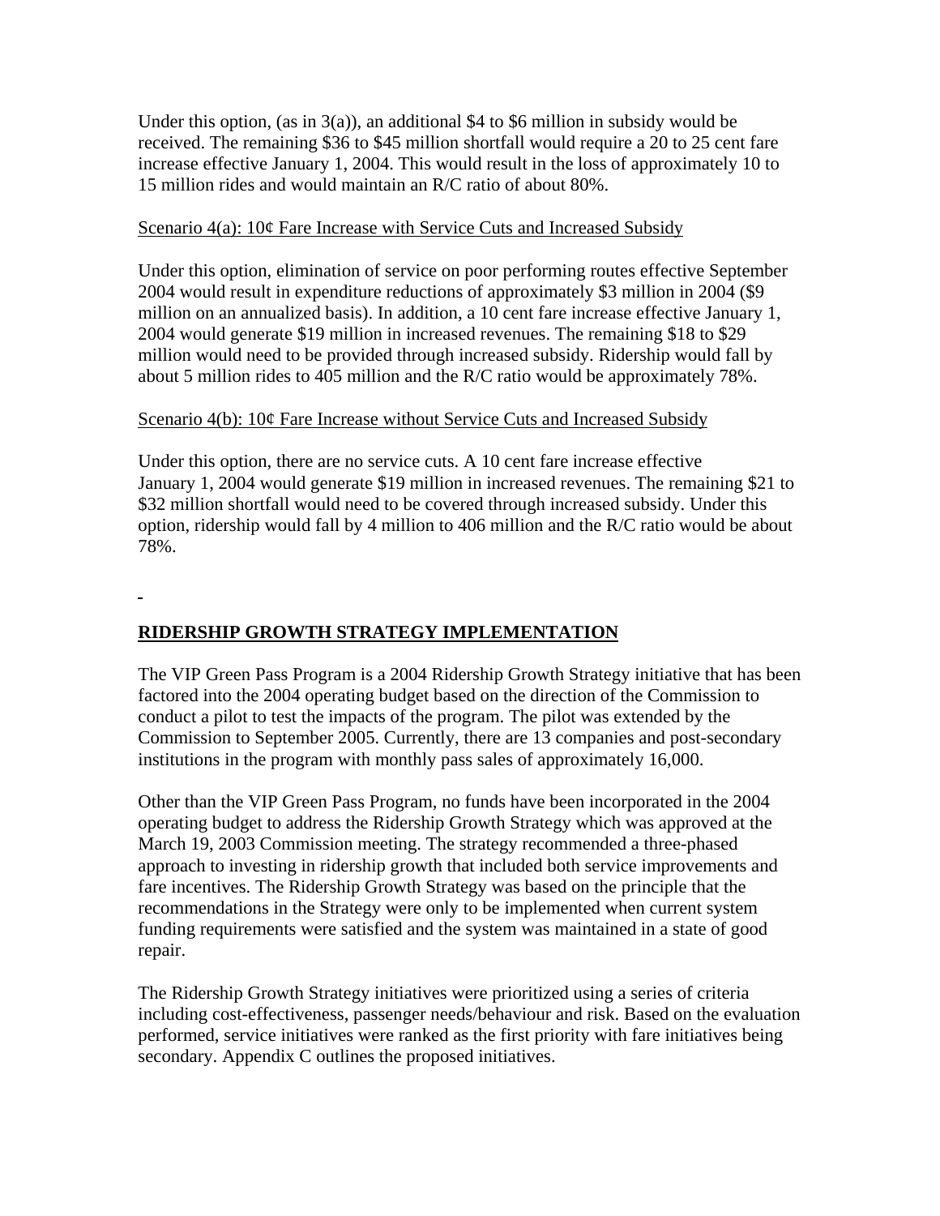Under this option, (as in 3(a)), an additional $4 to $6 million in subsidy would be received. The remaining $36 to $45 million shortfall would require a 20 to 25 cent fare increase effective January 1, 2004. This would result in the loss of approximately 10 to 15 million rides and would maintain an R/C ratio of about 80%.

Scenario 4(a): 10¢ Fare Increase with Service Cuts and Increased Subsidy

Under this option, elimination of service on poor performing routes effective September 2004 would result in expenditure reductions of approximately $3 million in 2004 ($9 million on an annualized basis). In addition, a 10 cent fare increase effective January 1, 2004 would generate $19 million in increased revenues. The remaining $18 to $29 million would need to be provided through increased subsidy. Ridership would fall by about 5 million rides to 405 million and the R/C ratio would be approximately 78%.

Scenario 4(b): 10¢ Fare Increase without Service Cuts and Increased Subsidy

Under this option, there are no service cuts. A 10 cent fare increase effective January 1, 2004 would generate $19 million in increased revenues. The remaining $21 to $32 million shortfall would need to be covered through increased subsidy. Under this option, ridership would fall by 4 million to 406 million and the R/C ratio would be about 78%.

## RIDERSHIP GROWTH STRATEGY IMPLEMENTATION

The VIP Green Pass Program is a 2004 Ridership Growth Strategy initiative that has been factored into the 2004 operating budget based on the direction of the Commission to conduct a pilot to test the impacts of the program. The pilot was extended by the Commission to September 2005. Currently, there are 13 companies and post-secondary institutions in the program with monthly pass sales of approximately 16,000.

Other than the VIP Green Pass Program, no funds have been incorporated in the 2004 operating budget to address the Ridership Growth Strategy which was approved at the March 19, 2003 Commission meeting. The strategy recommended a three-phased approach to investing in ridership growth that included both service improvements and fare incentives. The Ridership Growth Strategy was based on the principle that the recommendations in the Strategy were only to be implemented when current system funding requirements were satisfied and the system was maintained in a state of good repair.

The Ridership Growth Strategy initiatives were prioritized using a series of criteria including cost-effectiveness, passenger needs/behaviour and risk. Based on the evaluation performed, service initiatives were ranked as the first priority with fare initiatives being secondary. Appendix C outlines the proposed initiatives.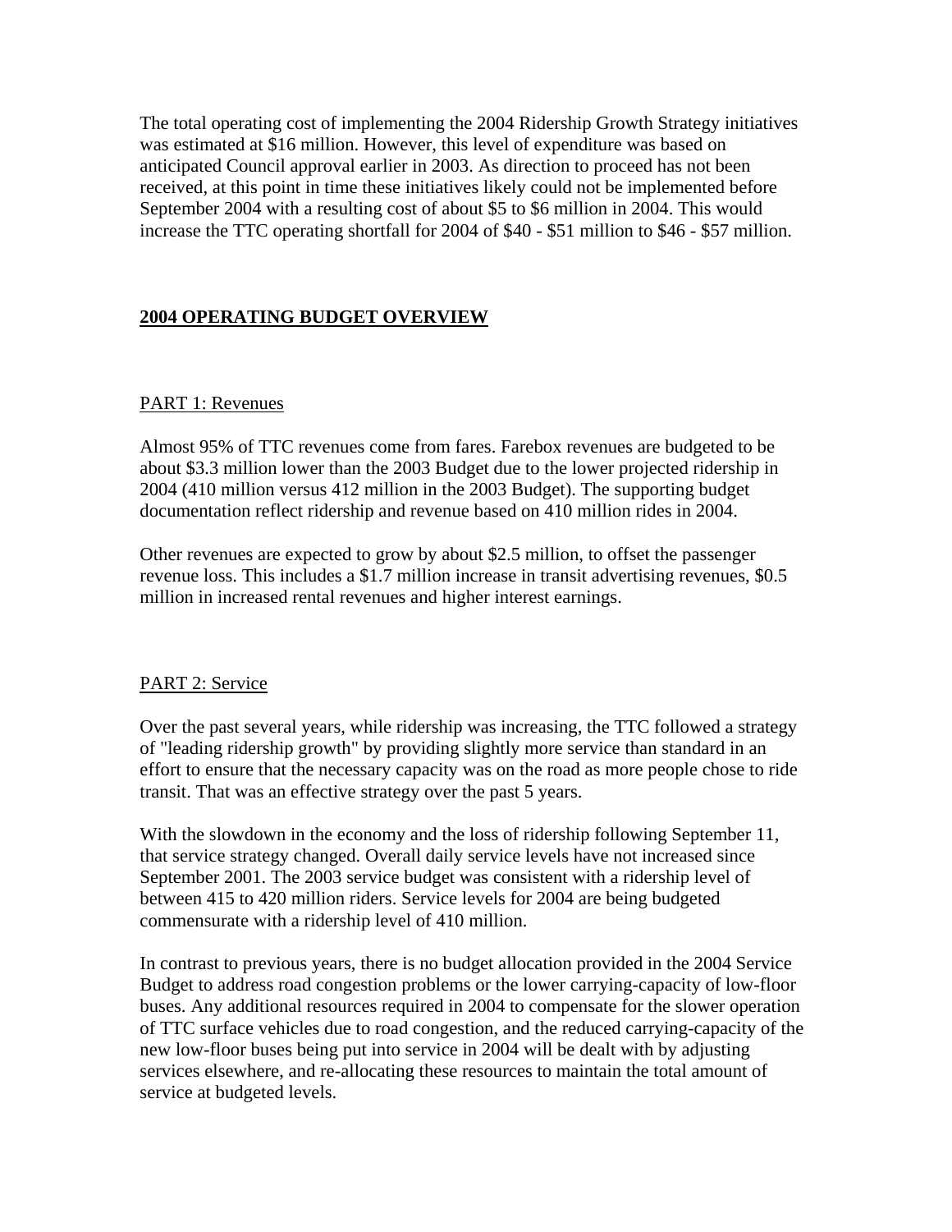The total operating cost of implementing the 2004 Ridership Growth Strategy initiatives was estimated at $16 million. However, this level of expenditure was based on anticipated Council approval earlier in 2003. As direction to proceed has not been received, at this point in time these initiatives likely could not be implemented before September 2004 with a resulting cost of about $5 to $6 million in 2004. This would increase the TTC operating shortfall for 2004 of $40 - $51 million to $46 - $57 million.

## **2004 OPERATING BUDGET OVERVIEW**

### PART 1: Revenues

Almost 95% of TTC revenues come from fares. Farebox revenues are budgeted to be about $3.3 million lower than the 2003 Budget due to the lower projected ridership in 2004 (410 million versus 412 million in the 2003 Budget). The supporting budget documentation reflect ridership and revenue based on 410 million rides in 2004.

Other revenues are expected to grow by about $2.5 million, to offset the passenger revenue loss. This includes a $1.7 million increase in transit advertising revenues, $0.5 million in increased rental revenues and higher interest earnings.

### PART 2: Service

Over the past several years, while ridership was increasing, the TTC followed a strategy of "leading ridership growth" by providing slightly more service than standard in an effort to ensure that the necessary capacity was on the road as more people chose to ride transit. That was an effective strategy over the past 5 years.

With the slowdown in the economy and the loss of ridership following September 11, that service strategy changed. Overall daily service levels have not increased since September 2001. The 2003 service budget was consistent with a ridership level of between 415 to 420 million riders. Service levels for 2004 are being budgeted commensurate with a ridership level of 410 million.

In contrast to previous years, there is no budget allocation provided in the 2004 Service Budget to address road congestion problems or the lower carrying-capacity of low-floor buses. Any additional resources required in 2004 to compensate for the slower operation of TTC surface vehicles due to road congestion, and the reduced carrying-capacity of the new low-floor buses being put into service in 2004 will be dealt with by adjusting services elsewhere, and re-allocating these resources to maintain the total amount of service at budgeted levels.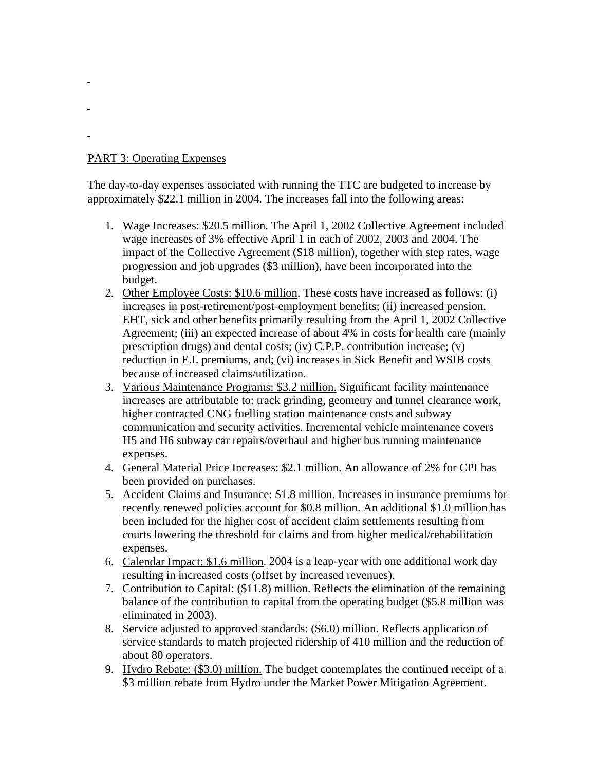PART 3: Operating Expenses

The day-to-day expenses associated with running the TTC are budgeted to increase by approximately $22.1 million in 2004. The increases fall into the following areas:

1. Wage Increases: $20.5 million. The April 1, 2002 Collective Agreement included wage increases of 3% effective April 1 in each of 2002, 2003 and 2004. The impact of the Collective Agreement ($18 million), together with step rates, wage progression and job upgrades ($3 million), have been incorporated into the budget.
2. Other Employee Costs: $10.6 million. These costs have increased as follows: (i) increases in post-retirement/post-employment benefits; (ii) increased pension, EHT, sick and other benefits primarily resulting from the April 1, 2002 Collective Agreement; (iii) an expected increase of about 4% in costs for health care (mainly prescription drugs) and dental costs; (iv) C.P.P. contribution increase; (v) reduction in E.I. premiums, and; (vi) increases in Sick Benefit and WSIB costs because of increased claims/utilization.
3. Various Maintenance Programs: $3.2 million. Significant facility maintenance increases are attributable to: track grinding, geometry and tunnel clearance work, higher contracted CNG fuelling station maintenance costs and subway communication and security activities. Incremental vehicle maintenance covers H5 and H6 subway car repairs/overhaul and higher bus running maintenance expenses.
4. General Material Price Increases: $2.1 million. An allowance of 2% for CPI has been provided on purchases.
5. Accident Claims and Insurance: $1.8 million. Increases in insurance premiums for recently renewed policies account for $0.8 million. An additional $1.0 million has been included for the higher cost of accident claim settlements resulting from courts lowering the threshold for claims and from higher medical/rehabilitation expenses.
6. Calendar Impact: $1.6 million. 2004 is a leap-year with one additional work day resulting in increased costs (offset by increased revenues).
7. Contribution to Capital: ($11.8) million. Reflects the elimination of the remaining balance of the contribution to capital from the operating budget ($5.8 million was eliminated in 2003).
8. Service adjusted to approved standards: ($6.0) million. Reflects application of service standards to match projected ridership of 410 million and the reduction of about 80 operators.
9. Hydro Rebate: ($3.0) million. The budget contemplates the continued receipt of a $3 million rebate from Hydro under the Market Power Mitigation Agreement.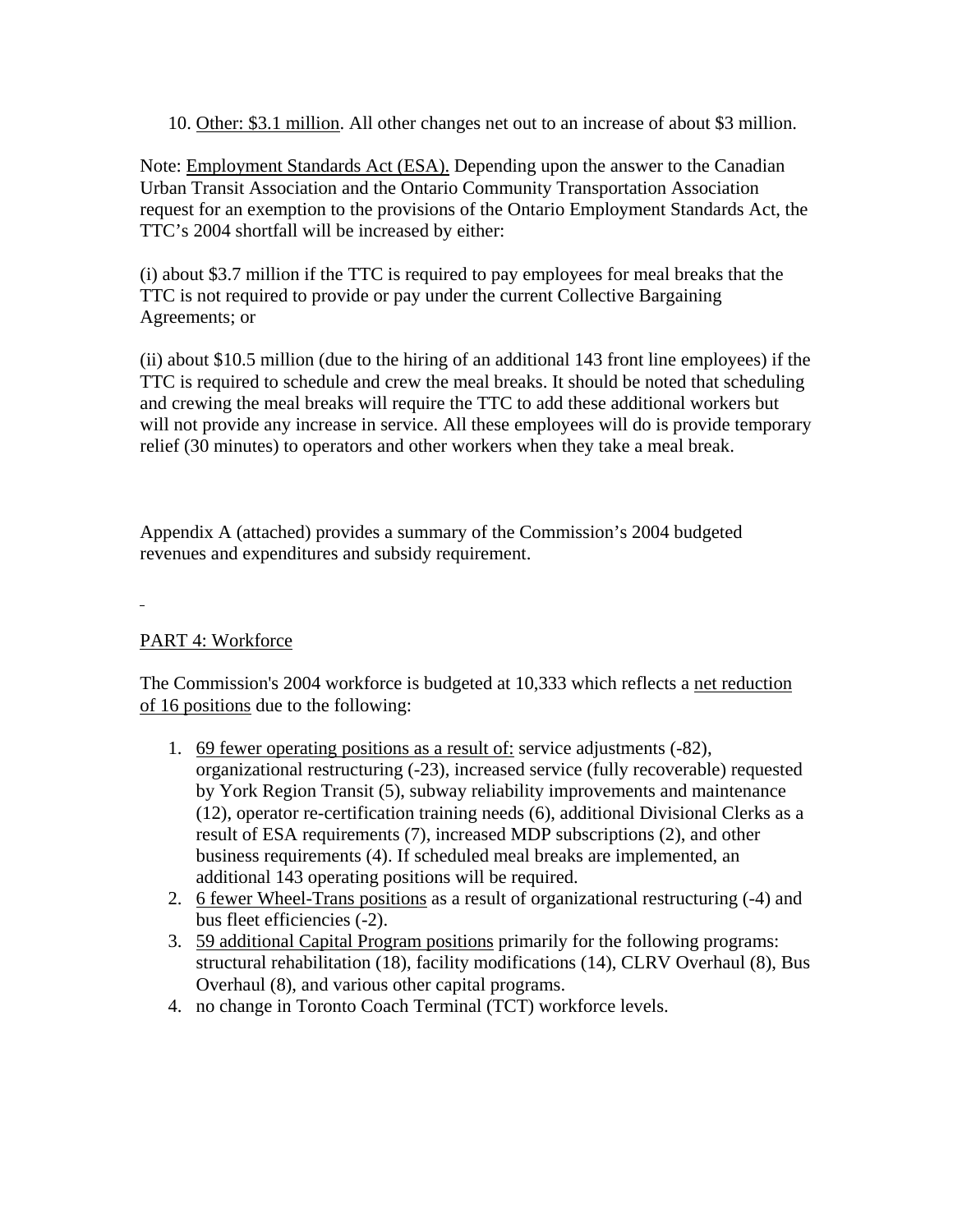10. Other: $3.1 million. All other changes net out to an increase of about $3 million.

Note: Employment Standards Act (ESA). Depending upon the answer to the Canadian Urban Transit Association and the Ontario Community Transportation Association request for an exemption to the provisions of the Ontario Employment Standards Act, the TTC's 2004 shortfall will be increased by either:

(i) about $3.7 million if the TTC is required to pay employees for meal breaks that the TTC is not required to provide or pay under the current Collective Bargaining Agreements; or

(ii) about $10.5 million (due to the hiring of an additional 143 front line employees) if the TTC is required to schedule and crew the meal breaks. It should be noted that scheduling and crewing the meal breaks will require the TTC to add these additional workers but will not provide any increase in service. All these employees will do is provide temporary relief (30 minutes) to operators and other workers when they take a meal break.

Appendix A (attached) provides a summary of the Commission's 2004 budgeted revenues and expenditures and subsidy requirement.

## PART 4: Workforce

The Commission's 2004 workforce is budgeted at 10,333 which reflects a net reduction of 16 positions due to the following:

1. 69 fewer operating positions as a result of: service adjustments (-82), organizational restructuring (-23), increased service (fully recoverable) requested by York Region Transit (5), subway reliability improvements and maintenance (12), operator re-certification training needs (6), additional Divisional Clerks as a result of ESA requirements (7), increased MDP subscriptions (2), and other business requirements (4). If scheduled meal breaks are implemented, an additional 143 operating positions will be required.
2. 6 fewer Wheel-Trans positions as a result of organizational restructuring (-4) and bus fleet efficiencies (-2).
3. 59 additional Capital Program positions primarily for the following programs: structural rehabilitation (18), facility modifications (14), CLRV Overhaul (8), Bus Overhaul (8), and various other capital programs.
4. no change in Toronto Coach Terminal (TCT) workforce levels.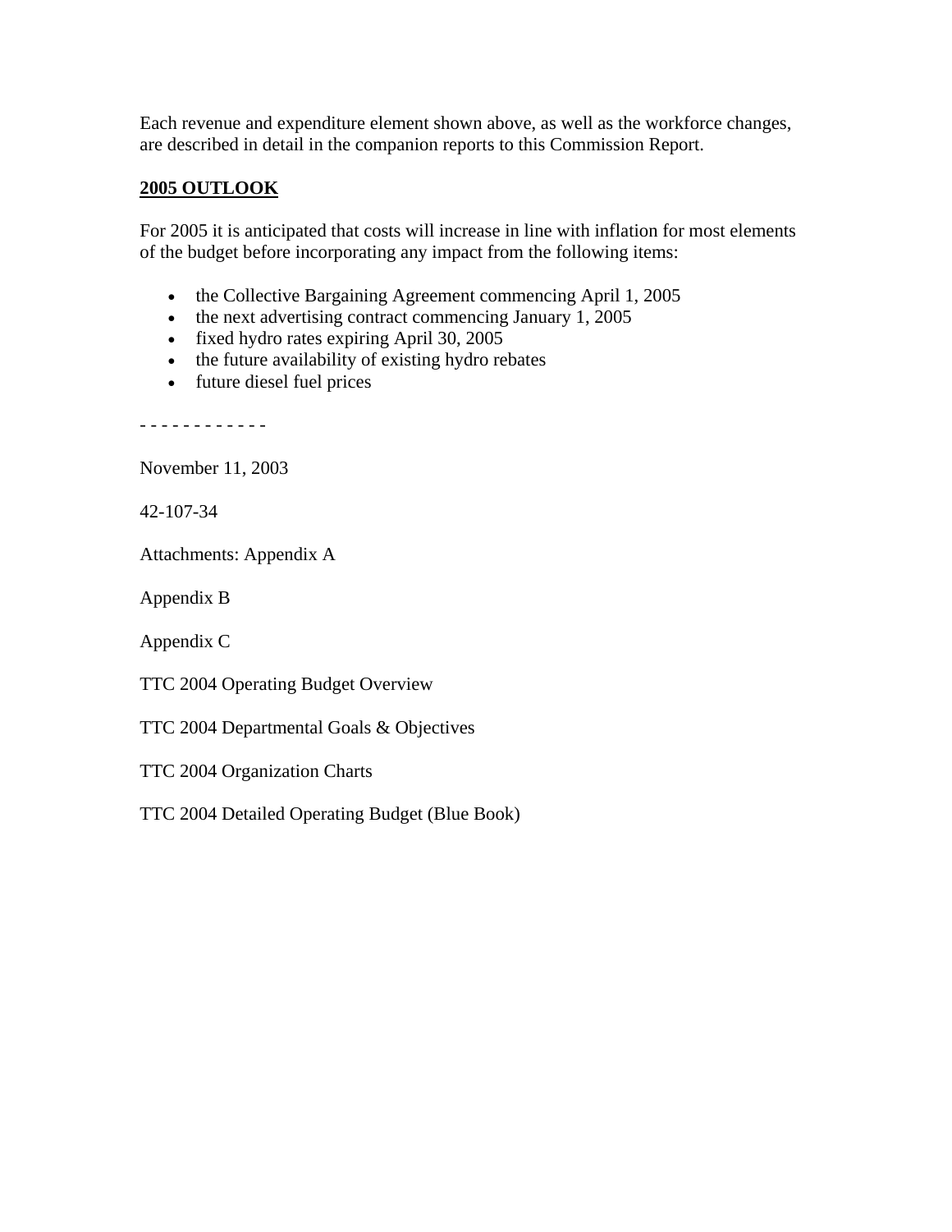Each revenue and expenditure element shown above, as well as the workforce changes, are described in detail in the companion reports to this Commission Report.

## 2005 OUTLOOK

For 2005 it is anticipated that costs will increase in line with inflation for most elements of the budget before incorporating any impact from the following items:

- the Collective Bargaining Agreement commencing April 1, 2005
- the next advertising contract commencing January 1, 2005
- fixed hydro rates expiring April 30, 2005
- the future availability of existing hydro rebates
- future diesel fuel prices

\- - - - - - - - - - - -

November 11, 2003

42-107-34

Attachments: Appendix A

Appendix B

Appendix C

TTC 2004 Operating Budget Overview

TTC 2004 Departmental Goals & Objectives

TTC 2004 Organization Charts

TTC 2004 Detailed Operating Budget (Blue Book)